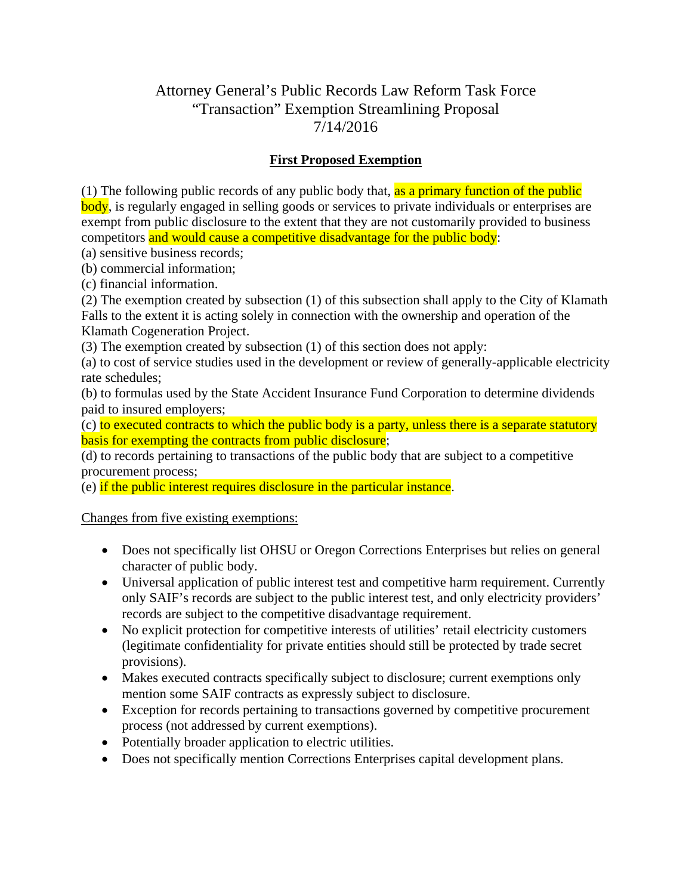# Attorney General's Public Records Law Reform Task Force
# "Transaction" Exemption Streamlining Proposal
# 7/14/2016

## First Proposed Exemption

(1) The following public records of any public body that, as a primary function of the public body, is regularly engaged in selling goods or services to private individuals or enterprises are exempt from public disclosure to the extent that they are not customarily provided to business competitors and would cause a competitive disadvantage for the public body:
(a) sensitive business records;
(b) commercial information;
(c) financial information.
(2) The exemption created by subsection (1) of this subsection shall apply to the City of Klamath Falls to the extent it is acting solely in connection with the ownership and operation of the Klamath Cogeneration Project.
(3) The exemption created by subsection (1) of this section does not apply:
(a) to cost of service studies used in the development or review of generally-applicable electricity rate schedules;
(b) to formulas used by the State Accident Insurance Fund Corporation to determine dividends paid to insured employers;
(c) to executed contracts to which the public body is a party, unless there is a separate statutory basis for exempting the contracts from public disclosure;
(d) to records pertaining to transactions of the public body that are subject to a competitive procurement process;
(e) if the public interest requires disclosure in the particular instance.

Changes from five existing exemptions:

- Does not specifically list OHSU or Oregon Corrections Enterprises but relies on general character of public body.
- Universal application of public interest test and competitive harm requirement. Currently only SAIF's records are subject to the public interest test, and only electricity providers' records are subject to the competitive disadvantage requirement.
- No explicit protection for competitive interests of utilities' retail electricity customers (legitimate confidentiality for private entities should still be protected by trade secret provisions).
- Makes executed contracts specifically subject to disclosure; current exemptions only mention some SAIF contracts as expressly subject to disclosure.
- Exception for records pertaining to transactions governed by competitive procurement process (not addressed by current exemptions).
- Potentially broader application to electric utilities.
- Does not specifically mention Corrections Enterprises capital development plans.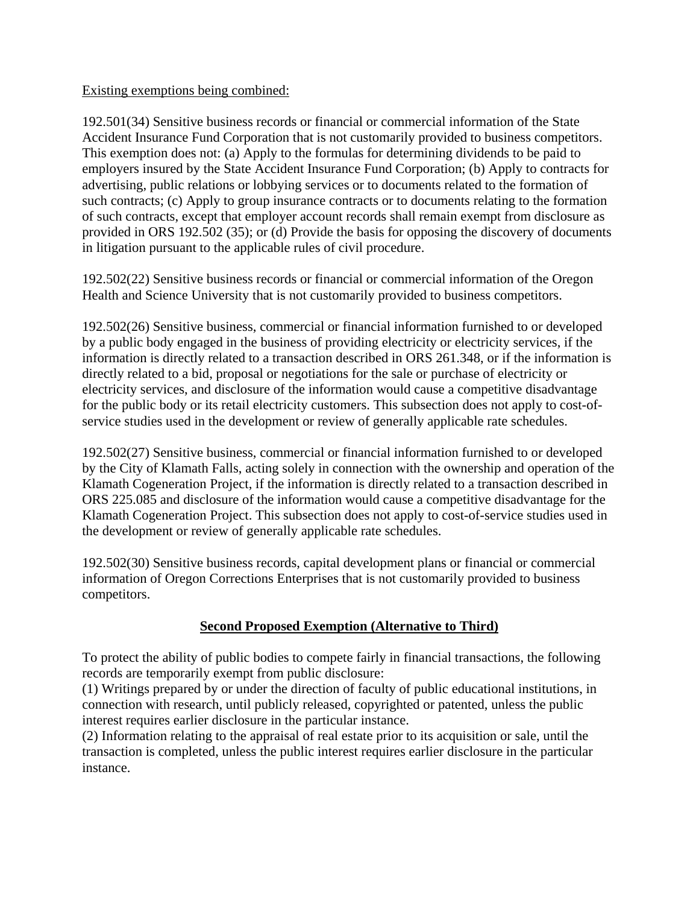Existing exemptions being combined:

192.501(34) Sensitive business records or financial or commercial information of the State Accident Insurance Fund Corporation that is not customarily provided to business competitors. This exemption does not: (a) Apply to the formulas for determining dividends to be paid to employers insured by the State Accident Insurance Fund Corporation; (b) Apply to contracts for advertising, public relations or lobbying services or to documents related to the formation of such contracts; (c) Apply to group insurance contracts or to documents relating to the formation of such contracts, except that employer account records shall remain exempt from disclosure as provided in ORS 192.502 (35); or (d) Provide the basis for opposing the discovery of documents in litigation pursuant to the applicable rules of civil procedure.

192.502(22) Sensitive business records or financial or commercial information of the Oregon Health and Science University that is not customarily provided to business competitors.

192.502(26) Sensitive business, commercial or financial information furnished to or developed by a public body engaged in the business of providing electricity or electricity services, if the information is directly related to a transaction described in ORS 261.348, or if the information is directly related to a bid, proposal or negotiations for the sale or purchase of electricity or electricity services, and disclosure of the information would cause a competitive disadvantage for the public body or its retail electricity customers. This subsection does not apply to cost-of-service studies used in the development or review of generally applicable rate schedules.

192.502(27) Sensitive business, commercial or financial information furnished to or developed by the City of Klamath Falls, acting solely in connection with the ownership and operation of the Klamath Cogeneration Project, if the information is directly related to a transaction described in ORS 225.085 and disclosure of the information would cause a competitive disadvantage for the Klamath Cogeneration Project. This subsection does not apply to cost-of-service studies used in the development or review of generally applicable rate schedules.

192.502(30) Sensitive business records, capital development plans or financial or commercial information of Oregon Corrections Enterprises that is not customarily provided to business competitors.

## Second Proposed Exemption (Alternative to Third)

To protect the ability of public bodies to compete fairly in financial transactions, the following records are temporarily exempt from public disclosure:

(1) Writings prepared by or under the direction of faculty of public educational institutions, in connection with research, until publicly released, copyrighted or patented, unless the public interest requires earlier disclosure in the particular instance.

(2) Information relating to the appraisal of real estate prior to its acquisition or sale, until the transaction is completed, unless the public interest requires earlier disclosure in the particular instance.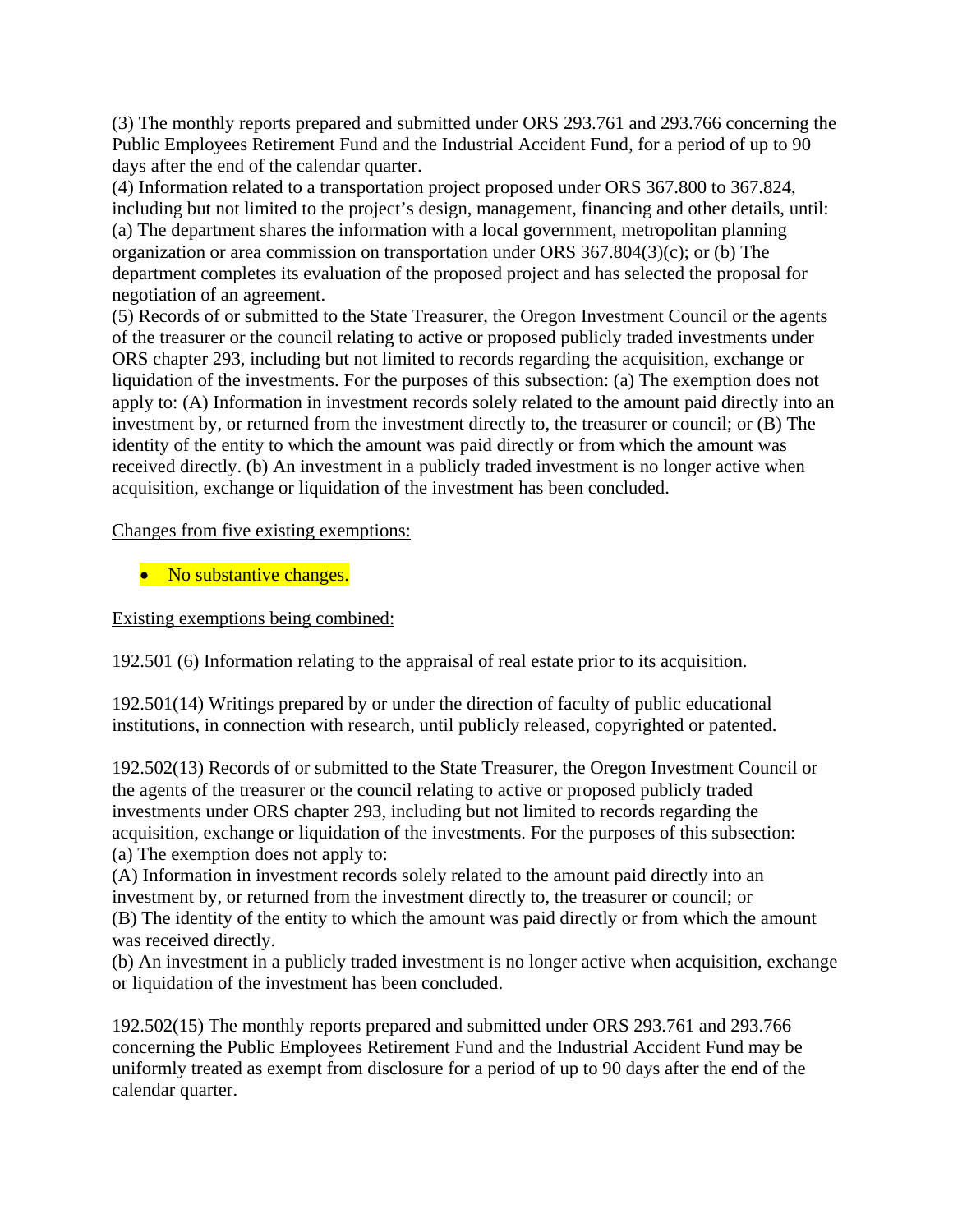(3) The monthly reports prepared and submitted under ORS 293.761 and 293.766 concerning the Public Employees Retirement Fund and the Industrial Accident Fund, for a period of up to 90 days after the end of the calendar quarter.
(4) Information related to a transportation project proposed under ORS 367.800 to 367.824, including but not limited to the project's design, management, financing and other details, until: (a) The department shares the information with a local government, metropolitan planning organization or area commission on transportation under ORS 367.804(3)(c); or (b) The department completes its evaluation of the proposed project and has selected the proposal for negotiation of an agreement.
(5) Records of or submitted to the State Treasurer, the Oregon Investment Council or the agents of the treasurer or the council relating to active or proposed publicly traded investments under ORS chapter 293, including but not limited to records regarding the acquisition, exchange or liquidation of the investments. For the purposes of this subsection: (a) The exemption does not apply to: (A) Information in investment records solely related to the amount paid directly into an investment by, or returned from the investment directly to, the treasurer or council; or (B) The identity of the entity to which the amount was paid directly or from which the amount was received directly. (b) An investment in a publicly traded investment is no longer active when acquisition, exchange or liquidation of the investment has been concluded.

<u>Changes from five existing exemptions:</u>

- No substantive changes.

<u>Existing exemptions being combined:</u>

192.501 (6) Information relating to the appraisal of real estate prior to its acquisition.

192.501(14) Writings prepared by or under the direction of faculty of public educational institutions, in connection with research, until publicly released, copyrighted or patented.

192.502(13) Records of or submitted to the State Treasurer, the Oregon Investment Council or the agents of the treasurer or the council relating to active or proposed publicly traded investments under ORS chapter 293, including but not limited to records regarding the acquisition, exchange or liquidation of the investments. For the purposes of this subsection:
(a) The exemption does not apply to:
(A) Information in investment records solely related to the amount paid directly into an investment by, or returned from the investment directly to, the treasurer or council; or
(B) The identity of the entity to which the amount was paid directly or from which the amount was received directly.
(b) An investment in a publicly traded investment is no longer active when acquisition, exchange or liquidation of the investment has been concluded.

192.502(15) The monthly reports prepared and submitted under ORS 293.761 and 293.766 concerning the Public Employees Retirement Fund and the Industrial Accident Fund may be uniformly treated as exempt from disclosure for a period of up to 90 days after the end of the calendar quarter.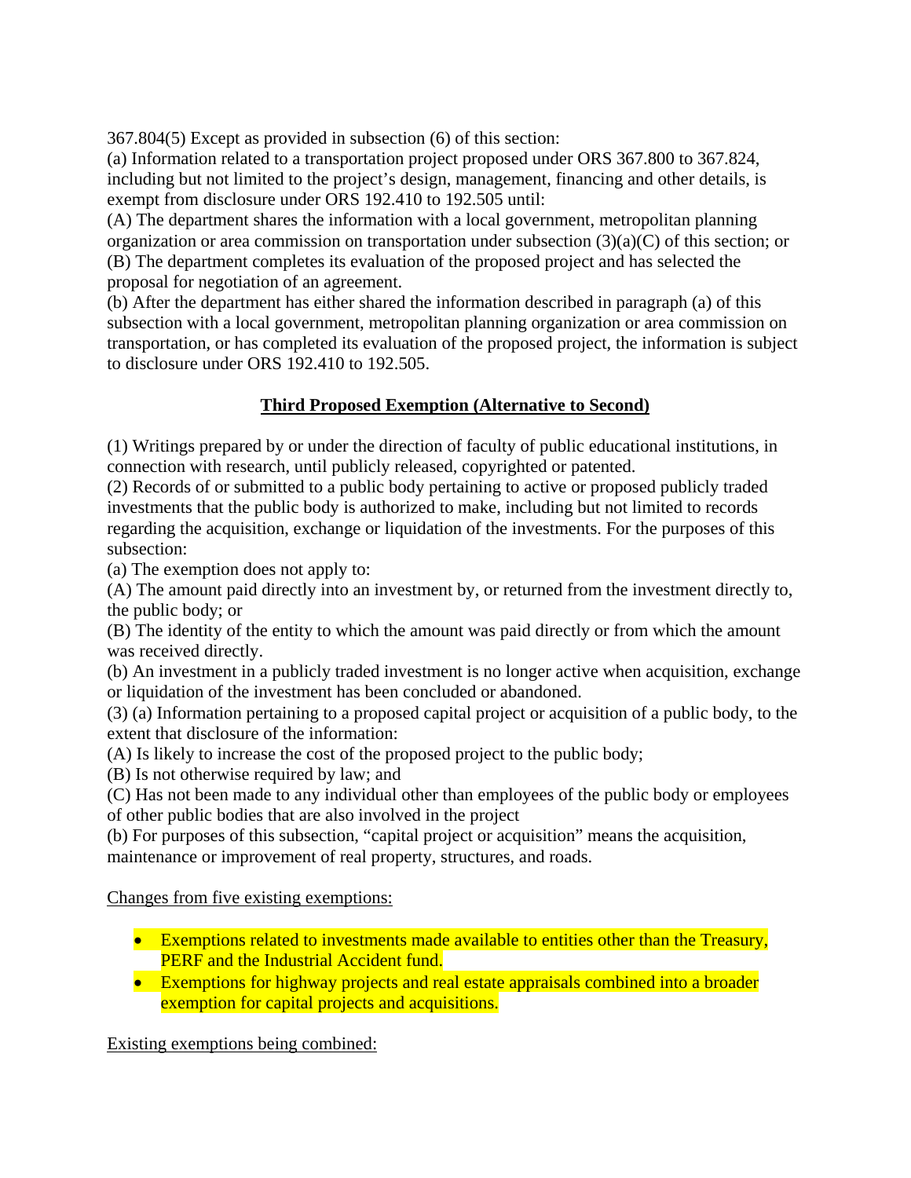367.804(5) Except as provided in subsection (6) of this section:
(a) Information related to a transportation project proposed under ORS 367.800 to 367.824, including but not limited to the project's design, management, financing and other details, is exempt from disclosure under ORS 192.410 to 192.505 until:
(A) The department shares the information with a local government, metropolitan planning organization or area commission on transportation under subsection (3)(a)(C) of this section; or
(B) The department completes its evaluation of the proposed project and has selected the proposal for negotiation of an agreement.
(b) After the department has either shared the information described in paragraph (a) of this subsection with a local government, metropolitan planning organization or area commission on transportation, or has completed its evaluation of the proposed project, the information is subject to disclosure under ORS 192.410 to 192.505.

## Third Proposed Exemption (Alternative to Second)

(1) Writings prepared by or under the direction of faculty of public educational institutions, in connection with research, until publicly released, copyrighted or patented.
(2) Records of or submitted to a public body pertaining to active or proposed publicly traded investments that the public body is authorized to make, including but not limited to records regarding the acquisition, exchange or liquidation of the investments. For the purposes of this subsection:
(a) The exemption does not apply to:
(A) The amount paid directly into an investment by, or returned from the investment directly to, the public body; or
(B) The identity of the entity to which the amount was paid directly or from which the amount was received directly.
(b) An investment in a publicly traded investment is no longer active when acquisition, exchange or liquidation of the investment has been concluded or abandoned.
(3) (a) Information pertaining to a proposed capital project or acquisition of a public body, to the extent that disclosure of the information:
(A) Is likely to increase the cost of the proposed project to the public body;
(B) Is not otherwise required by law; and
(C) Has not been made to any individual other than employees of the public body or employees of other public bodies that are also involved in the project
(b) For purposes of this subsection, "capital project or acquisition" means the acquisition, maintenance or improvement of real property, structures, and roads.

Changes from five existing exemptions:

- Exemptions related to investments made available to entities other than the Treasury, PERF and the Industrial Accident fund.
- Exemptions for highway projects and real estate appraisals combined into a broader exemption for capital projects and acquisitions.

Existing exemptions being combined: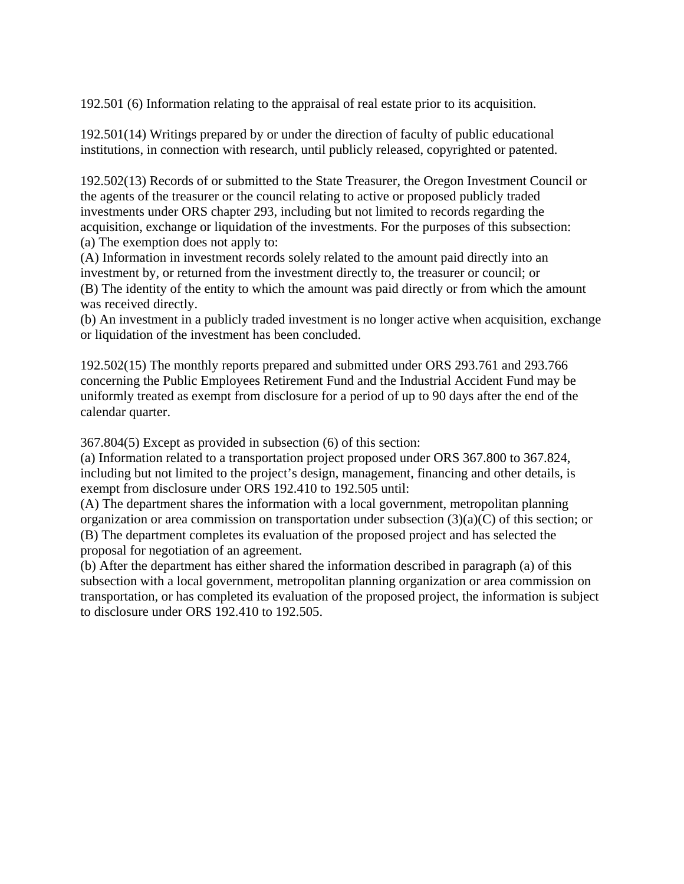192.501 (6) Information relating to the appraisal of real estate prior to its acquisition.

192.501(14) Writings prepared by or under the direction of faculty of public educational institutions, in connection with research, until publicly released, copyrighted or patented.

192.502(13) Records of or submitted to the State Treasurer, the Oregon Investment Council or the agents of the treasurer or the council relating to active or proposed publicly traded investments under ORS chapter 293, including but not limited to records regarding the acquisition, exchange or liquidation of the investments. For the purposes of this subsection:
(a) The exemption does not apply to:
(A) Information in investment records solely related to the amount paid directly into an investment by, or returned from the investment directly to, the treasurer or council; or
(B) The identity of the entity to which the amount was paid directly or from which the amount was received directly.
(b) An investment in a publicly traded investment is no longer active when acquisition, exchange or liquidation of the investment has been concluded.

192.502(15) The monthly reports prepared and submitted under ORS 293.761 and 293.766 concerning the Public Employees Retirement Fund and the Industrial Accident Fund may be uniformly treated as exempt from disclosure for a period of up to 90 days after the end of the calendar quarter.

367.804(5) Except as provided in subsection (6) of this section:
(a) Information related to a transportation project proposed under ORS 367.800 to 367.824, including but not limited to the project's design, management, financing and other details, is exempt from disclosure under ORS 192.410 to 192.505 until:
(A) The department shares the information with a local government, metropolitan planning organization or area commission on transportation under subsection (3)(a)(C) of this section; or
(B) The department completes its evaluation of the proposed project and has selected the proposal for negotiation of an agreement.
(b) After the department has either shared the information described in paragraph (a) of this subsection with a local government, metropolitan planning organization or area commission on transportation, or has completed its evaluation of the proposed project, the information is subject to disclosure under ORS 192.410 to 192.505.